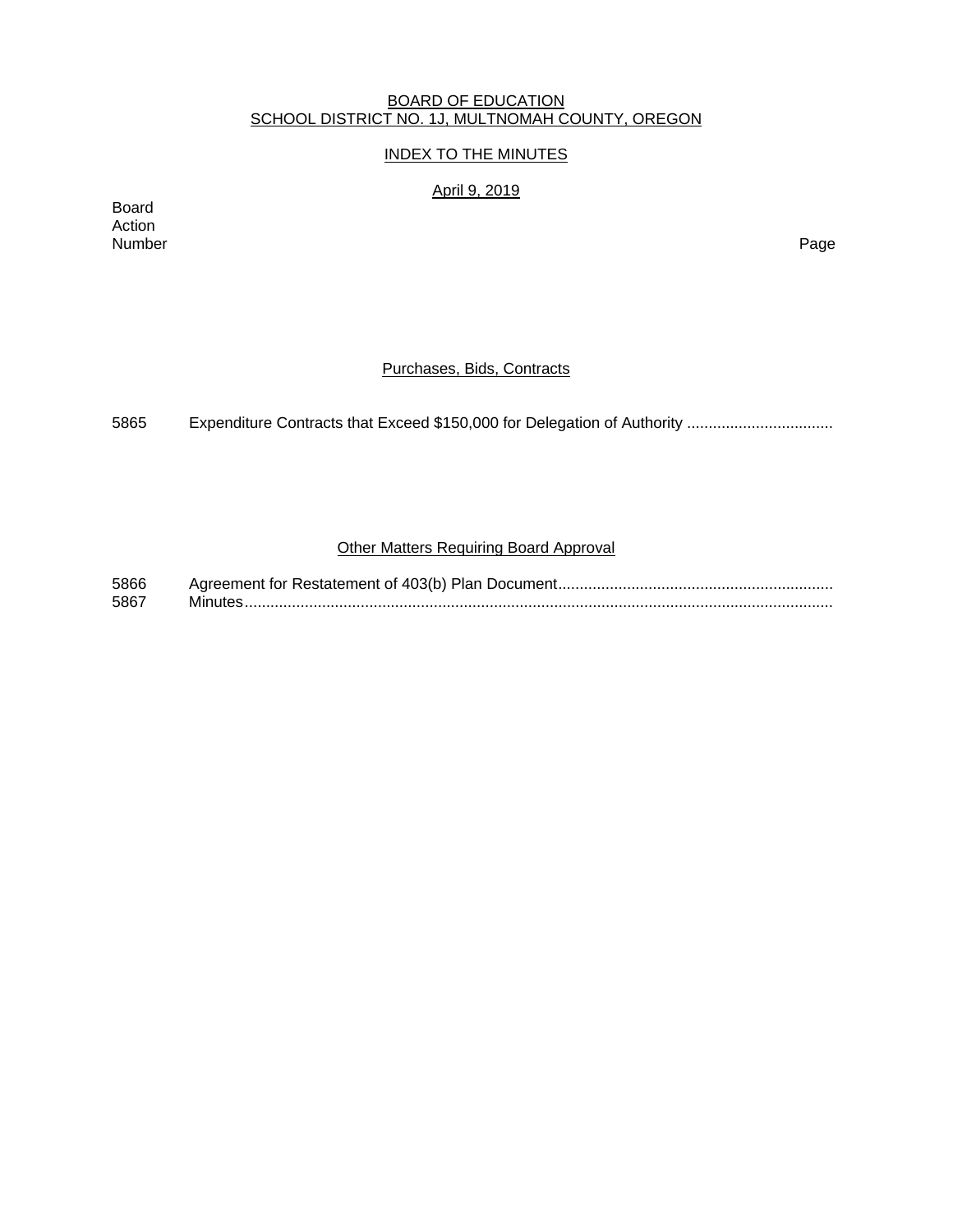BOARD OF EDUCATION
SCHOOL DISTRICT NO. 1J, MULTNOMAH COUNTY, OREGON

INDEX TO THE MINUTES

April 9, 2019

| Board Action Number | | Page |
|---|---|---|
| | **Purchases, Bids, Contracts** | |
| 5865 | Expenditure Contracts that Exceed $150,000 for Delegation of Authority | |
| | **Other Matters Requiring Board Approval** | |
| 5866 | Agreement for Restatement of 403(b) Plan Document | |
| 5867 | Minutes | |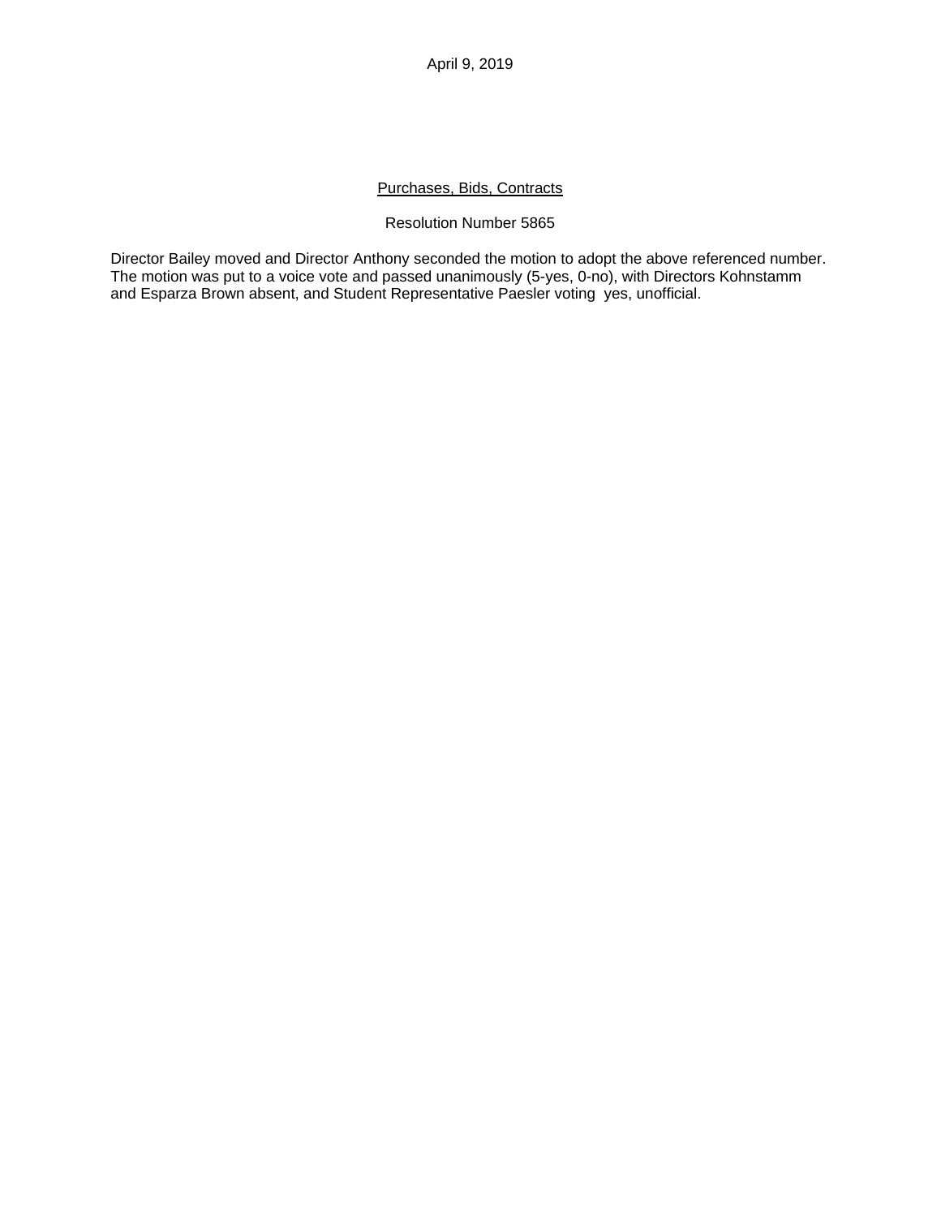April 9, 2019

Purchases, Bids, Contracts

Resolution Number 5865

Director Bailey moved and Director Anthony seconded the motion to adopt the above referenced number. The motion was put to a voice vote and passed unanimously (5-yes, 0-no), with Directors Kohnstamm and Esparza Brown absent, and Student Representative Paesler voting yes, unofficial.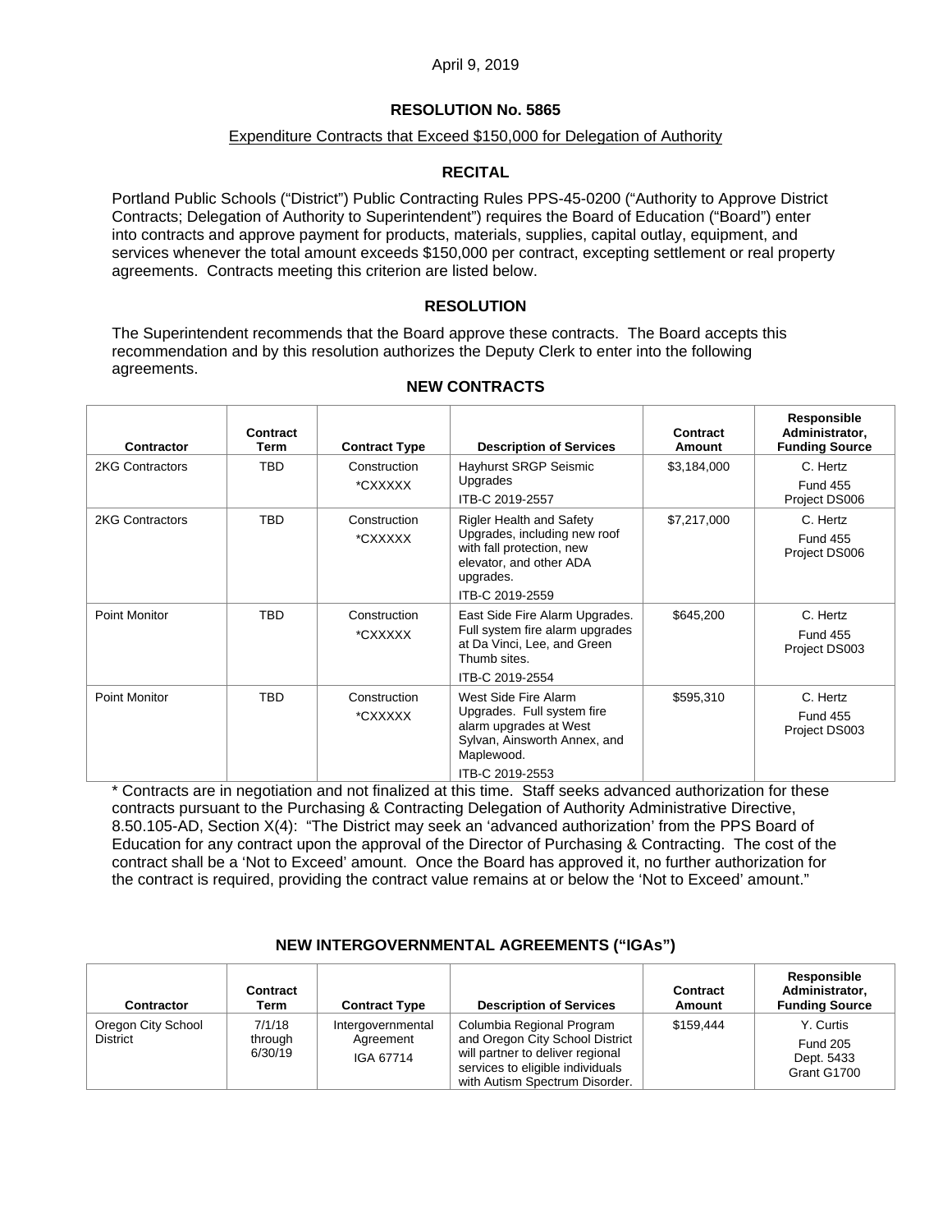April 9, 2019

## RESOLUTION No. 5865

Expenditure Contracts that Exceed $150,000 for Delegation of Authority

### RECITAL

Portland Public Schools ("District") Public Contracting Rules PPS-45-0200 ("Authority to Approve District Contracts; Delegation of Authority to Superintendent") requires the Board of Education ("Board") enter into contracts and approve payment for products, materials, supplies, capital outlay, equipment, and services whenever the total amount exceeds $150,000 per contract, excepting settlement or real property agreements. Contracts meeting this criterion are listed below.

### RESOLUTION

The Superintendent recommends that the Board approve these contracts. The Board accepts this recommendation and by this resolution authorizes the Deputy Clerk to enter into the following agreements.

### NEW CONTRACTS

| Contractor | Contract Term | Contract Type | Description of Services | Contract Amount | Responsible Administrator, Funding Source |
|---|---|---|---|---|---|
| 2KG Contractors | TBD | Construction *CXXXXX | Hayhurst SRGP Seismic Upgrades ITB-C 2019-2557 | $3,184,000 | C. Hertz Fund 455 Project DS006 |
| 2KG Contractors | TBD | Construction *CXXXXX | Rigler Health and Safety Upgrades, including new roof with fall protection, new elevator, and other ADA upgrades. ITB-C 2019-2559 | $7,217,000 | C. Hertz Fund 455 Project DS006 |
| Point Monitor | TBD | Construction *CXXXXX | East Side Fire Alarm Upgrades. Full system fire alarm upgrades at Da Vinci, Lee, and Green Thumb sites. ITB-C 2019-2554 | $645,200 | C. Hertz Fund 455 Project DS003 |
| Point Monitor | TBD | Construction *CXXXXX | West Side Fire Alarm Upgrades. Full system fire alarm upgrades at West Sylvan, Ainsworth Annex, and Maplewood. ITB-C 2019-2553 | $595,310 | C. Hertz Fund 455 Project DS003 |

* Contracts are in negotiation and not finalized at this time. Staff seeks advanced authorization for these contracts pursuant to the Purchasing & Contracting Delegation of Authority Administrative Directive, 8.50.105-AD, Section X(4): "The District may seek an 'advanced authorization' from the PPS Board of Education for any contract upon the approval of the Director of Purchasing & Contracting. The cost of the contract shall be a 'Not to Exceed' amount. Once the Board has approved it, no further authorization for the contract is required, providing the contract value remains at or below the 'Not to Exceed' amount."

### NEW INTERGOVERNMENTAL AGREEMENTS ("IGAs")

| Contractor | Contract Term | Contract Type | Description of Services | Contract Amount | Responsible Administrator, Funding Source |
|---|---|---|---|---|---|
| Oregon City School District | 7/1/18 through 6/30/19 | Intergovernmental Agreement IGA 67714 | Columbia Regional Program and Oregon City School District will partner to deliver regional services to eligible individuals with Autism Spectrum Disorder. | $159,444 | Y. Curtis Fund 205 Dept. 5433 Grant G1700 |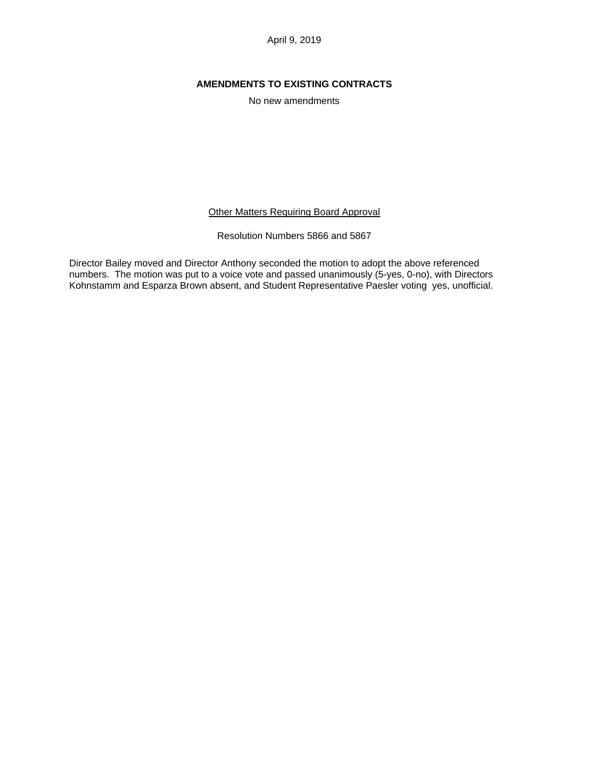April 9, 2019

**AMENDMENTS TO EXISTING CONTRACTS**

No new amendments

Other Matters Requiring Board Approval

Resolution Numbers 5866 and 5867

Director Bailey moved and Director Anthony seconded the motion to adopt the above referenced numbers. The motion was put to a voice vote and passed unanimously (5-yes, 0-no), with Directors Kohnstamm and Esparza Brown absent, and Student Representative Paesler voting yes, unofficial.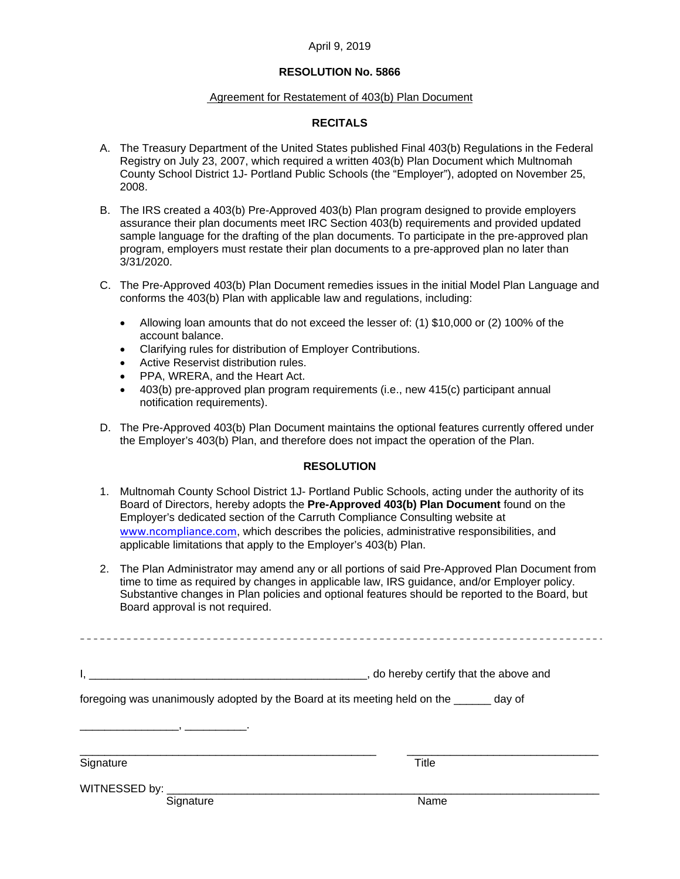April 9, 2019

**RESOLUTION No. 5866**

Agreement for Restatement of 403(b) Plan Document

**RECITALS**

A. The Treasury Department of the United States published Final 403(b) Regulations in the Federal Registry on July 23, 2007, which required a written 403(b) Plan Document which Multnomah County School District 1J- Portland Public Schools (the "Employer"), adopted on November 25, 2008.

B. The IRS created a 403(b) Pre-Approved 403(b) Plan program designed to provide employers assurance their plan documents meet IRC Section 403(b) requirements and provided updated sample language for the drafting of the plan documents. To participate in the pre-approved plan program, employers must restate their plan documents to a pre-approved plan no later than 3/31/2020.

C. The Pre-Approved 403(b) Plan Document remedies issues in the initial Model Plan Language and conforms the 403(b) Plan with applicable law and regulations, including:

- Allowing loan amounts that do not exceed the lesser of: (1) $10,000 or (2) 100% of the account balance.
- Clarifying rules for distribution of Employer Contributions.
- Active Reservist distribution rules.
- PPA, WRERA, and the Heart Act.
- 403(b) pre-approved plan program requirements (i.e., new 415(c) participant annual notification requirements).

D. The Pre-Approved 403(b) Plan Document maintains the optional features currently offered under the Employer's 403(b) Plan, and therefore does not impact the operation of the Plan.

**RESOLUTION**

1. Multnomah County School District 1J- Portland Public Schools, acting under the authority of its Board of Directors, hereby adopts the **Pre-Approved 403(b) Plan Document** found on the Employer's dedicated section of the Carruth Compliance Consulting website at www.ncompliance.com, which describes the policies, administrative responsibilities, and applicable limitations that apply to the Employer's 403(b) Plan.

2. The Plan Administrator may amend any or all portions of said Pre-Approved Plan Document from time to time as required by changes in applicable law, IRS guidance, and/or Employer policy. Substantive changes in Plan policies and optional features should be reported to the Board, but Board approval is not required.

---

I, ____________________________________________, do hereby certify that the above and foregoing was unanimously adopted by the Board at its meeting held on the ______ day of ________________, __________.

________________________________________________ ______________________________

Signature Title

WITNESSED by: ______________________________________________________________

Signature Name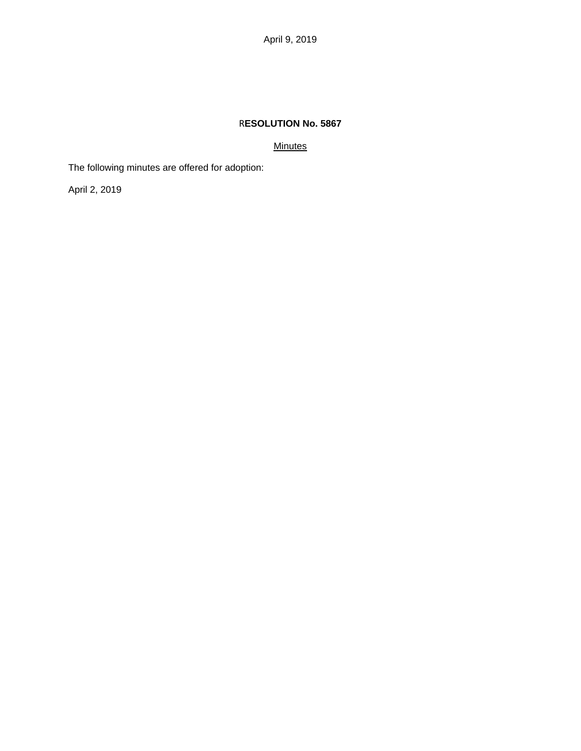April 9, 2019

## RESOLUTION No. 5867

Minutes

The following minutes are offered for adoption:

April 2, 2019